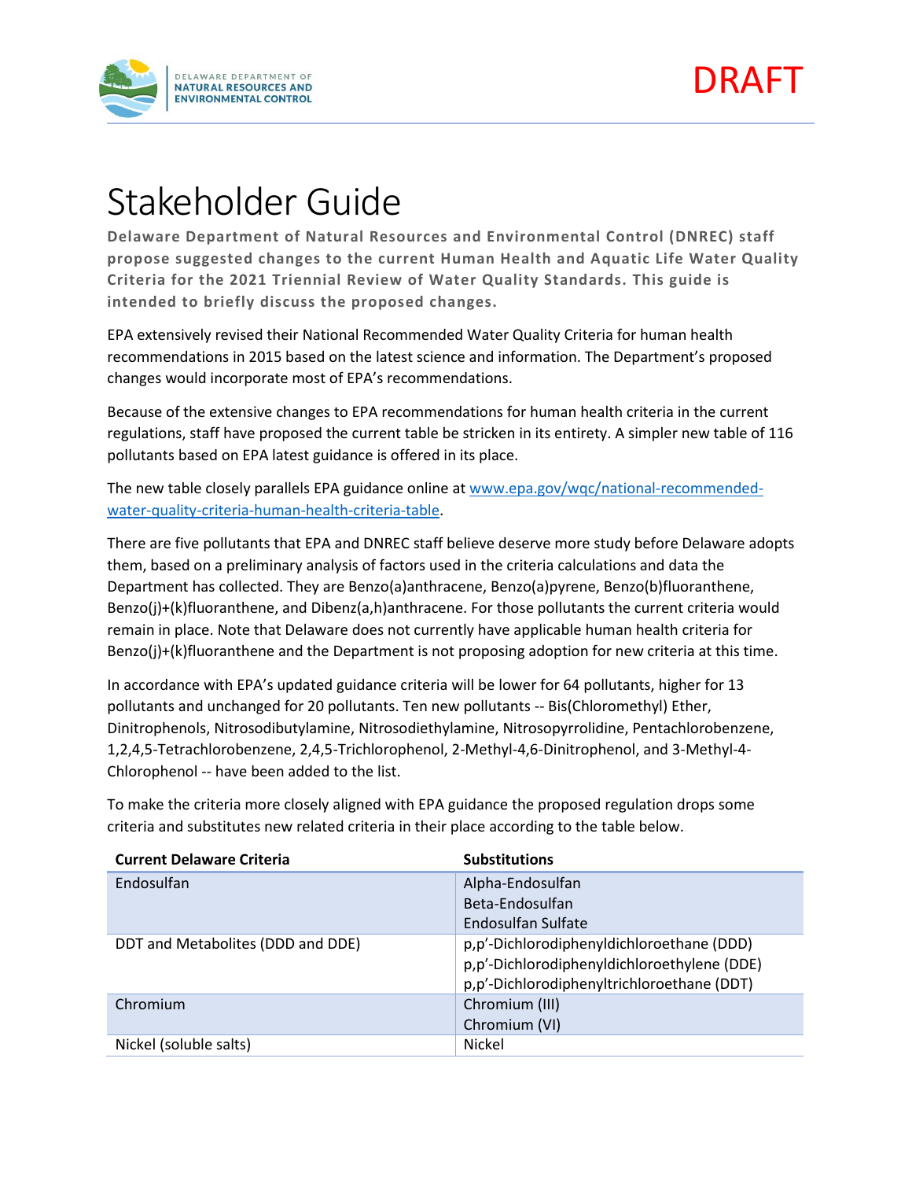DELAWARE DEPARTMENT OF NATURAL RESOURCES AND ENVIRONMENTAL CONTROL

DRAFT

# Stakeholder Guide

**Delaware Department of Natural Resources and Environmental Control (DNREC) staff propose suggested changes to the current Human Health and Aquatic Life Water Quality Criteria for the 2021 Triennial Review of Water Quality Standards. This guide is intended to briefly discuss the proposed changes.**

EPA extensively revised their National Recommended Water Quality Criteria for human health recommendations in 2015 based on the latest science and information. The Department's proposed changes would incorporate most of EPA's recommendations.

Because of the extensive changes to EPA recommendations for human health criteria in the current regulations, staff have proposed the current table be stricken in its entirety. A simpler new table of 116 pollutants based on EPA latest guidance is offered in its place.

The new table closely parallels EPA guidance online at [www.epa.gov/wqc/national-recommended-water-quality-criteria-human-health-criteria-table](www.epa.gov/wqc/national-recommended-water-quality-criteria-human-health-criteria-table).

There are five pollutants that EPA and DNREC staff believe deserve more study before Delaware adopts them, based on a preliminary analysis of factors used in the criteria calculations and data the Department has collected. They are Benzo(a)anthracene, Benzo(a)pyrene, Benzo(b)fluoranthene, Benzo(j)+(k)fluoranthene, and Dibenz(a,h)anthracene. For those pollutants the current criteria would remain in place. Note that Delaware does not currently have applicable human health criteria for Benzo(j)+(k)fluoranthene and the Department is not proposing adoption for new criteria at this time.

In accordance with EPA's updated guidance criteria will be lower for 64 pollutants, higher for 13 pollutants and unchanged for 20 pollutants. Ten new pollutants -- Bis(Chloromethyl) Ether, Dinitrophenols, Nitrosodibutylamine, Nitrosodiethylamine, Nitrosopyrrolidine, Pentachlorobenzene, 1,2,4,5-Tetrachlorobenzene, 2,4,5-Trichlorophenol, 2-Methyl-4,6-Dinitrophenol, and 3-Methyl-4-Chlorophenol -- have been added to the list.

To make the criteria more closely aligned with EPA guidance the proposed regulation drops some criteria and substitutes new related criteria in their place according to the table below.

| Current Delaware Criteria | Substitutions |
|---|---|
| Endosulfan | Alpha-Endosulfan<br>Beta-Endosulfan<br>Endosulfan Sulfate |
| DDT and Metabolites (DDD and DDE) | p,p'-Dichlorodiphenyldichloroethane (DDD)<br>p,p'-Dichlorodiphenyldichloroethylene (DDE)<br>p,p'-Dichlorodiphenyltrichloroethane (DDT) |
| Chromium | Chromium (III)<br>Chromium (VI) |
| Nickel (soluble salts) | Nickel |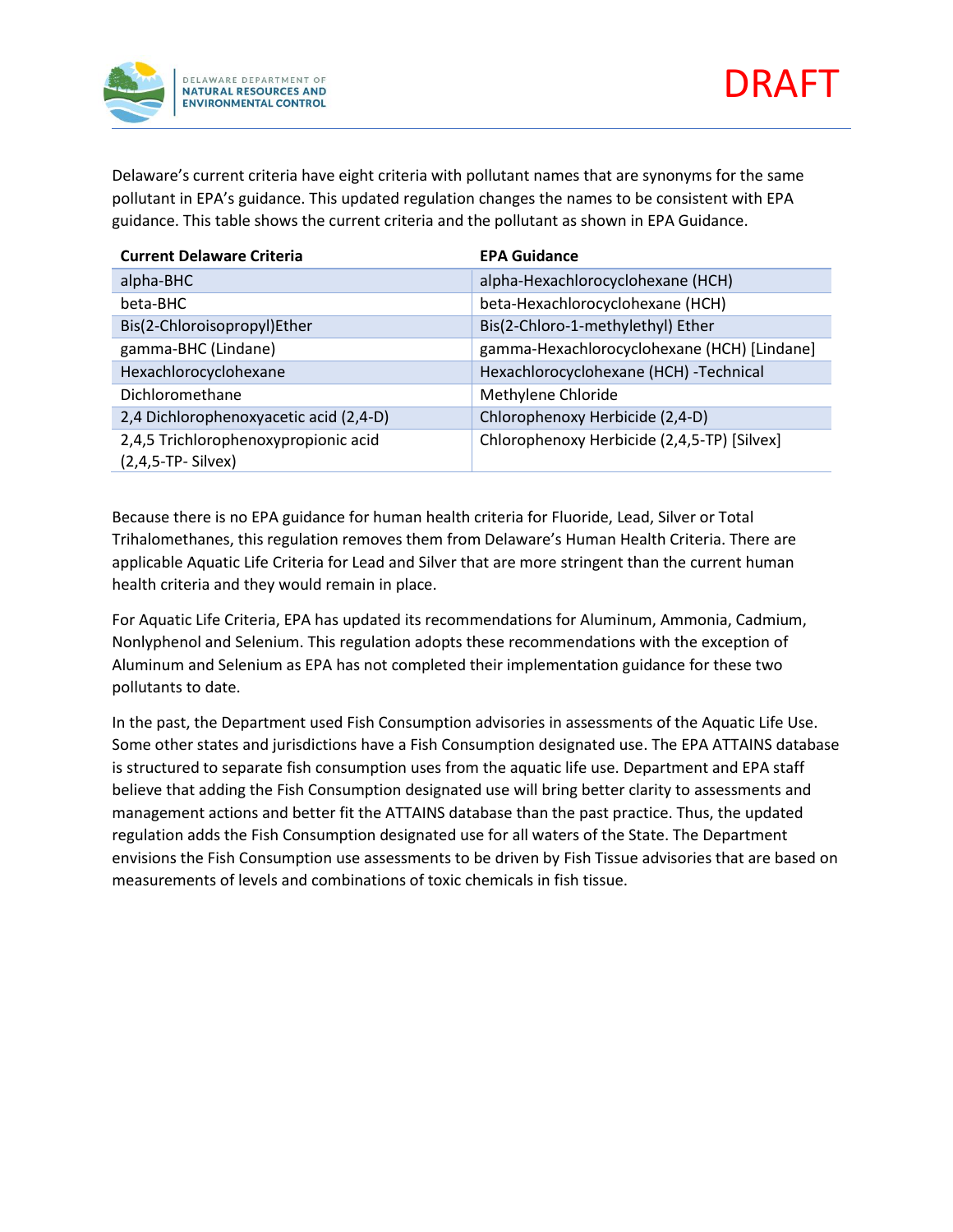DRAFT

Delaware's current criteria have eight criteria with pollutant names that are synonyms for the same pollutant in EPA's guidance. This updated regulation changes the names to be consistent with EPA guidance. This table shows the current criteria and the pollutant as shown in EPA Guidance.

| Current Delaware Criteria | EPA Guidance |
|---|---|
| alpha-BHC | alpha-Hexachlorocyclohexane (HCH) |
| beta-BHC | beta-Hexachlorocyclohexane (HCH) |
| Bis(2-Chloroisopropyl)Ether | Bis(2-Chloro-1-methylethyl) Ether |
| gamma-BHC (Lindane) | gamma-Hexachlorocyclohexane (HCH) [Lindane] |
| Hexachlorocyclohexane | Hexachlorocyclohexane (HCH) -Technical |
| Dichloromethane | Methylene Chloride |
| 2,4 Dichlorophenoxyacetic acid (2,4-D) | Chlorophenoxy Herbicide (2,4-D) |
| 2,4,5 Trichlorophenoxypropionic acid (2,4,5-TP- Silvex) | Chlorophenoxy Herbicide (2,4,5-TP) [Silvex] |

Because there is no EPA guidance for human health criteria for Fluoride, Lead, Silver or Total Trihalomethanes, this regulation removes them from Delaware's Human Health Criteria. There are applicable Aquatic Life Criteria for Lead and Silver that are more stringent than the current human health criteria and they would remain in place.

For Aquatic Life Criteria, EPA has updated its recommendations for Aluminum, Ammonia, Cadmium, Nonlyphenol and Selenium. This regulation adopts these recommendations with the exception of Aluminum and Selenium as EPA has not completed their implementation guidance for these two pollutants to date.

In the past, the Department used Fish Consumption advisories in assessments of the Aquatic Life Use. Some other states and jurisdictions have a Fish Consumption designated use. The EPA ATTAINS database is structured to separate fish consumption uses from the aquatic life use. Department and EPA staff believe that adding the Fish Consumption designated use will bring better clarity to assessments and management actions and better fit the ATTAINS database than the past practice. Thus, the updated regulation adds the Fish Consumption designated use for all waters of the State. The Department envisions the Fish Consumption use assessments to be driven by Fish Tissue advisories that are based on measurements of levels and combinations of toxic chemicals in fish tissue.